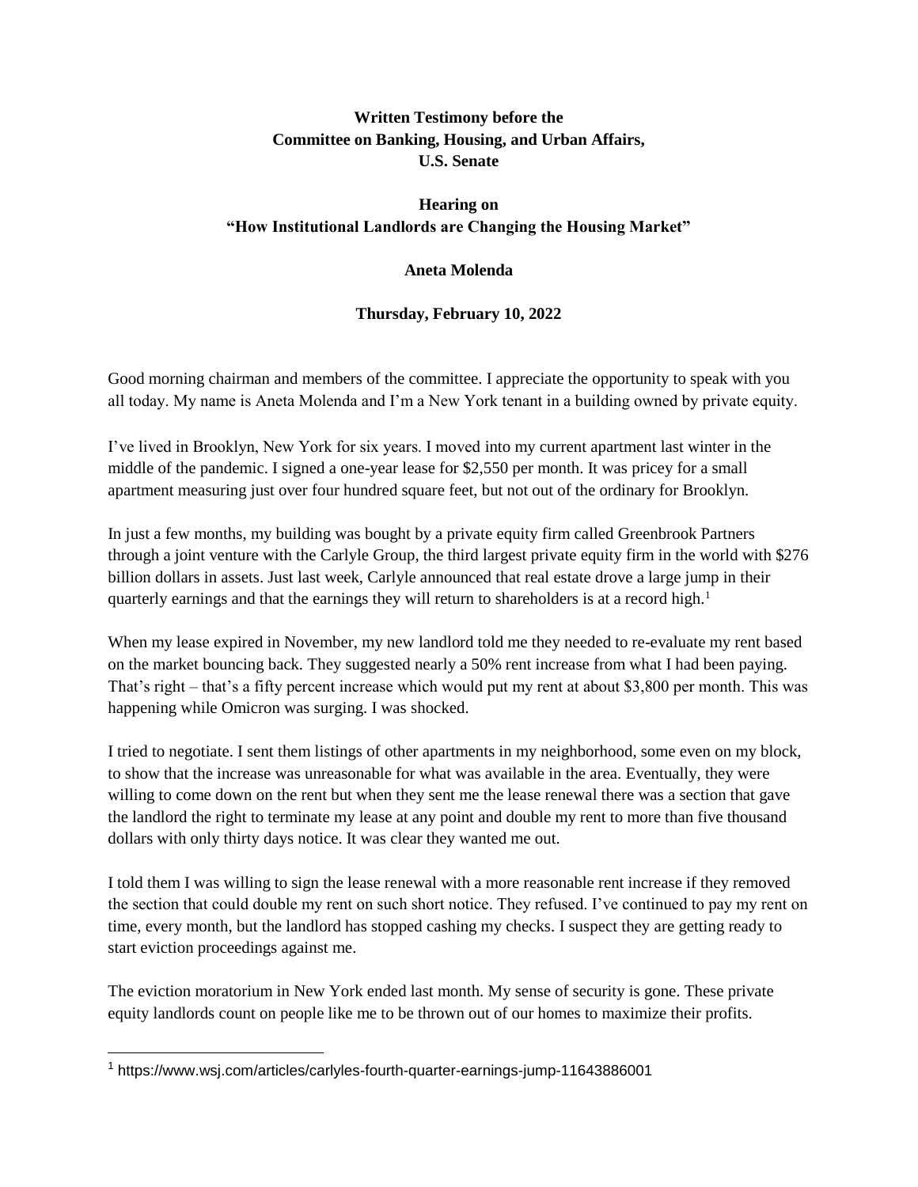**Written Testimony before the**
**Committee on Banking, Housing, and Urban Affairs,**
**U.S. Senate**

**Hearing on**
**"How Institutional Landlords are Changing the Housing Market"**

**Aneta Molenda**

**Thursday, February 10, 2022**

Good morning chairman and members of the committee. I appreciate the opportunity to speak with you all today. My name is Aneta Molenda and I'm a New York tenant in a building owned by private equity.

I've lived in Brooklyn, New York for six years. I moved into my current apartment last winter in the middle of the pandemic. I signed a one-year lease for $2,550 per month. It was pricey for a small apartment measuring just over four hundred square feet, but not out of the ordinary for Brooklyn.

In just a few months, my building was bought by a private equity firm called Greenbrook Partners through a joint venture with the Carlyle Group, the third largest private equity firm in the world with $276 billion dollars in assets. Just last week, Carlyle announced that real estate drove a large jump in their quarterly earnings and that the earnings they will return to shareholders is at a record high.[1]

When my lease expired in November, my new landlord told me they needed to re-evaluate my rent based on the market bouncing back. They suggested nearly a 50% rent increase from what I had been paying. That's right – that's a fifty percent increase which would put my rent at about $3,800 per month. This was happening while Omicron was surging. I was shocked.

I tried to negotiate. I sent them listings of other apartments in my neighborhood, some even on my block, to show that the increase was unreasonable for what was available in the area. Eventually, they were willing to come down on the rent but when they sent me the lease renewal there was a section that gave the landlord the right to terminate my lease at any point and double my rent to more than five thousand dollars with only thirty days notice. It was clear they wanted me out.

I told them I was willing to sign the lease renewal with a more reasonable rent increase if they removed the section that could double my rent on such short notice. They refused. I've continued to pay my rent on time, every month, but the landlord has stopped cashing my checks. I suspect they are getting ready to start eviction proceedings against me.

The eviction moratorium in New York ended last month. My sense of security is gone. These private equity landlords count on people like me to be thrown out of our homes to maximize their profits.

---

[1] https://www.wsj.com/articles/carlyles-fourth-quarter-earnings-jump-11643886001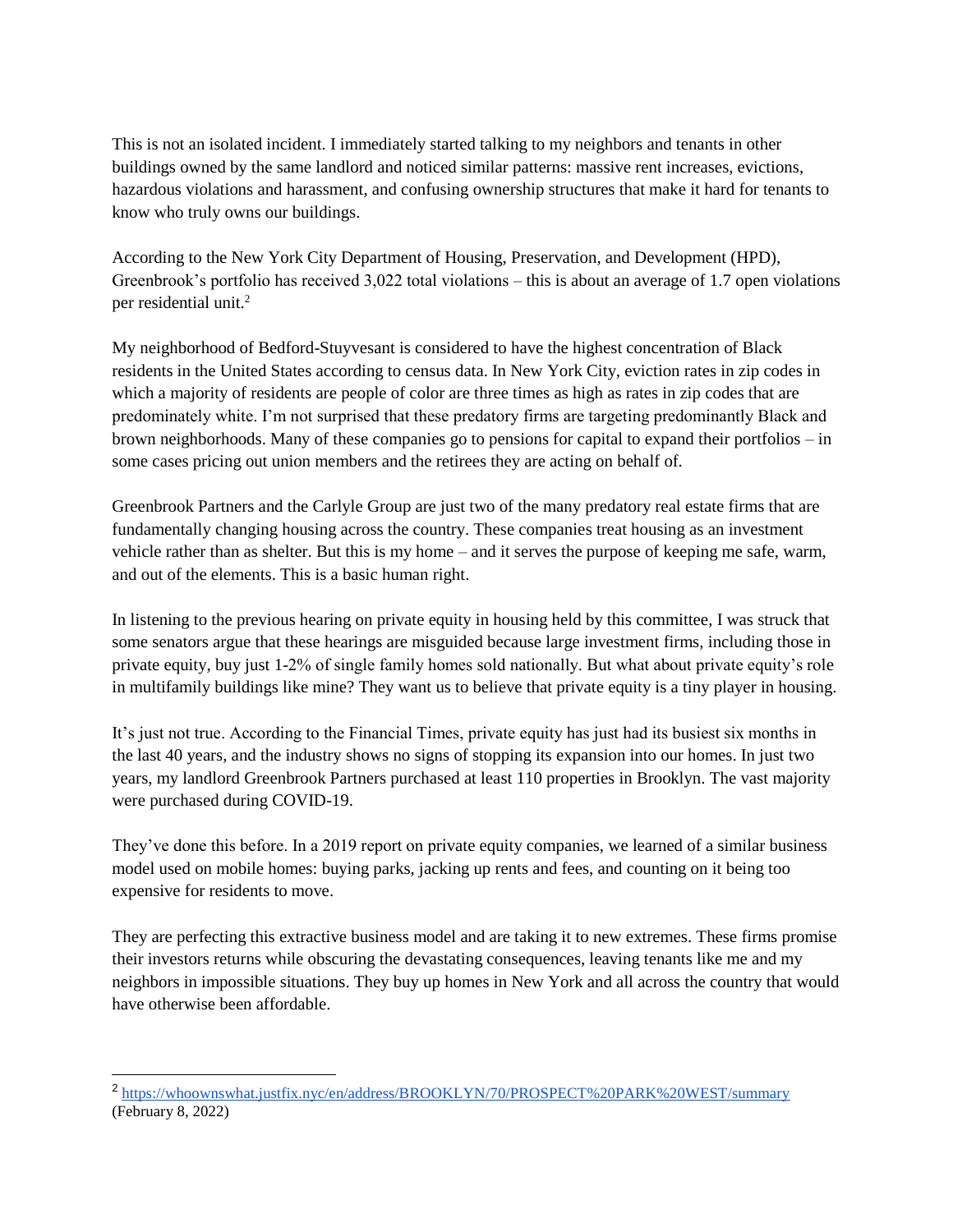This is not an isolated incident. I immediately started talking to my neighbors and tenants in other buildings owned by the same landlord and noticed similar patterns: massive rent increases, evictions, hazardous violations and harassment, and confusing ownership structures that make it hard for tenants to know who truly owns our buildings.

According to the New York City Department of Housing, Preservation, and Development (HPD), Greenbrook's portfolio has received 3,022 total violations – this is about an average of 1.7 open violations per residential unit.[2]

My neighborhood of Bedford-Stuyvesant is considered to have the highest concentration of Black residents in the United States according to census data. In New York City, eviction rates in zip codes in which a majority of residents are people of color are three times as high as rates in zip codes that are predominately white. I'm not surprised that these predatory firms are targeting predominantly Black and brown neighborhoods. Many of these companies go to pensions for capital to expand their portfolios – in some cases pricing out union members and the retirees they are acting on behalf of.

Greenbrook Partners and the Carlyle Group are just two of the many predatory real estate firms that are fundamentally changing housing across the country. These companies treat housing as an investment vehicle rather than as shelter. But this is my home – and it serves the purpose of keeping me safe, warm, and out of the elements. This is a basic human right.

In listening to the previous hearing on private equity in housing held by this committee, I was struck that some senators argue that these hearings are misguided because large investment firms, including those in private equity, buy just 1-2% of single family homes sold nationally. But what about private equity's role in multifamily buildings like mine? They want us to believe that private equity is a tiny player in housing.

It's just not true. According to the Financial Times, private equity has just had its busiest six months in the last 40 years, and the industry shows no signs of stopping its expansion into our homes. In just two years, my landlord Greenbrook Partners purchased at least 110 properties in Brooklyn. The vast majority were purchased during COVID-19.

They've done this before. In a 2019 report on private equity companies, we learned of a similar business model used on mobile homes: buying parks, jacking up rents and fees, and counting on it being too expensive for residents to move.

They are perfecting this extractive business model and are taking it to new extremes. These firms promise their investors returns while obscuring the devastating consequences, leaving tenants like me and my neighbors in impossible situations. They buy up homes in New York and all across the country that would have otherwise been affordable.

---

[2] https://whoownswhat.justfix.nyc/en/address/BROOKLYN/70/PROSPECT%20PARK%20WEST/summary (February 8, 2022)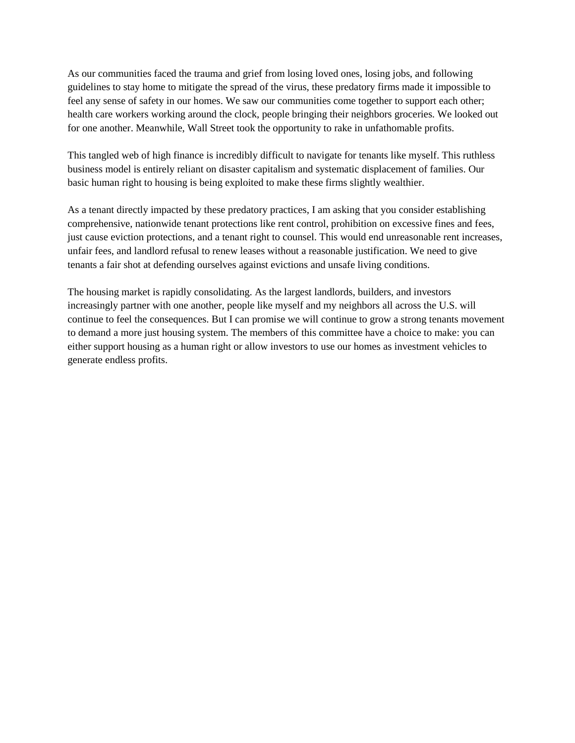As our communities faced the trauma and grief from losing loved ones, losing jobs, and following guidelines to stay home to mitigate the spread of the virus, these predatory firms made it impossible to feel any sense of safety in our homes. We saw our communities come together to support each other; health care workers working around the clock, people bringing their neighbors groceries. We looked out for one another. Meanwhile, Wall Street took the opportunity to rake in unfathomable profits.

This tangled web of high finance is incredibly difficult to navigate for tenants like myself. This ruthless business model is entirely reliant on disaster capitalism and systematic displacement of families. Our basic human right to housing is being exploited to make these firms slightly wealthier.

As a tenant directly impacted by these predatory practices, I am asking that you consider establishing comprehensive, nationwide tenant protections like rent control, prohibition on excessive fines and fees, just cause eviction protections, and a tenant right to counsel. This would end unreasonable rent increases, unfair fees, and landlord refusal to renew leases without a reasonable justification. We need to give tenants a fair shot at defending ourselves against evictions and unsafe living conditions.

The housing market is rapidly consolidating. As the largest landlords, builders, and investors increasingly partner with one another, people like myself and my neighbors all across the U.S. will continue to feel the consequences. But I can promise we will continue to grow a strong tenants movement to demand a more just housing system. The members of this committee have a choice to make: you can either support housing as a human right or allow investors to use our homes as investment vehicles to generate endless profits.